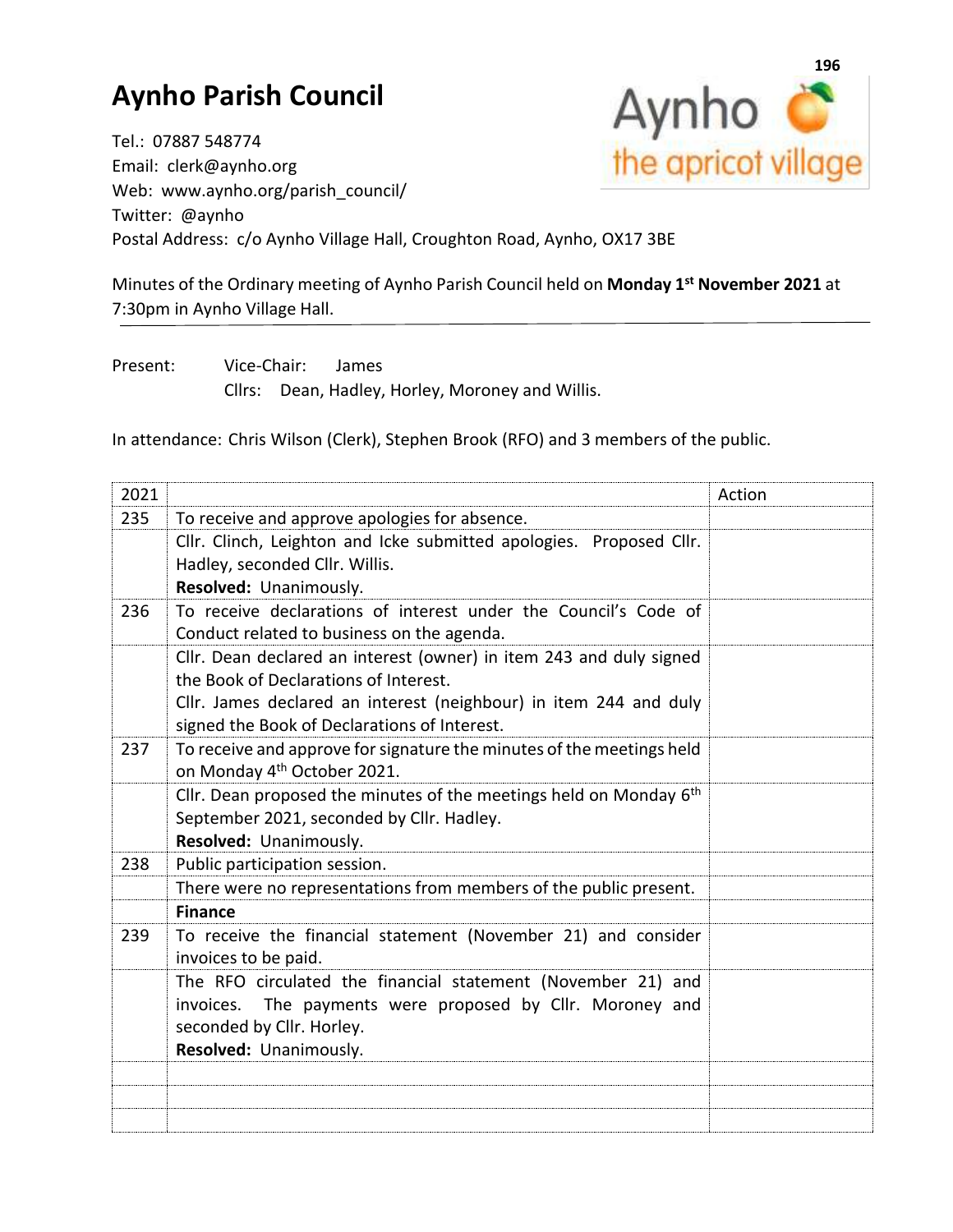# Aynho Parish Council

Tel.: 07887 548774
Email: clerk@aynho.org
Web: www.aynho.org/parish_council/
Twitter: @aynho
Postal Address: c/o Aynho Village Hall, Croughton Road, Aynho, OX17 3BE

Minutes of the Ordinary meeting of Aynho Parish Council held on **Monday 1st November 2021** at 7:30pm in Aynho Village Hall.

Present: Vice-Chair: James
Cllrs: Dean, Hadley, Horley, Moroney and Willis.

In attendance: Chris Wilson (Clerk), Stephen Brook (RFO) and 3 members of the public.

| 2021 | | Action |
|---|---|---|
| 235 | To receive and approve apologies for absence. | |
| | Cllr. Clinch, Leighton and Icke submitted apologies. Proposed Cllr. Hadley, seconded Cllr. Willis.<br>**Resolved:** Unanimously. | |
| 236 | To receive declarations of interest under the Council's Code of Conduct related to business on the agenda. | |
| | Cllr. Dean declared an interest (owner) in item 243 and duly signed the Book of Declarations of Interest.<br>Cllr. James declared an interest (neighbour) in item 244 and duly signed the Book of Declarations of Interest. | |
| 237 | To receive and approve for signature the minutes of the meetings held on Monday 4th October 2021. | |
| | Cllr. Dean proposed the minutes of the meetings held on Monday 6th September 2021, seconded by Cllr. Hadley.<br>**Resolved:** Unanimously. | |
| 238 | Public participation session. | |
| | There were no representations from members of the public present. | |
| | **Finance** | |
| 239 | To receive the financial statement (November 21) and consider invoices to be paid. | |
| | The RFO circulated the financial statement (November 21) and invoices. The payments were proposed by Cllr. Moroney and seconded by Cllr. Horley.<br>**Resolved:** Unanimously. | |
| | | |
| | | |
| | | |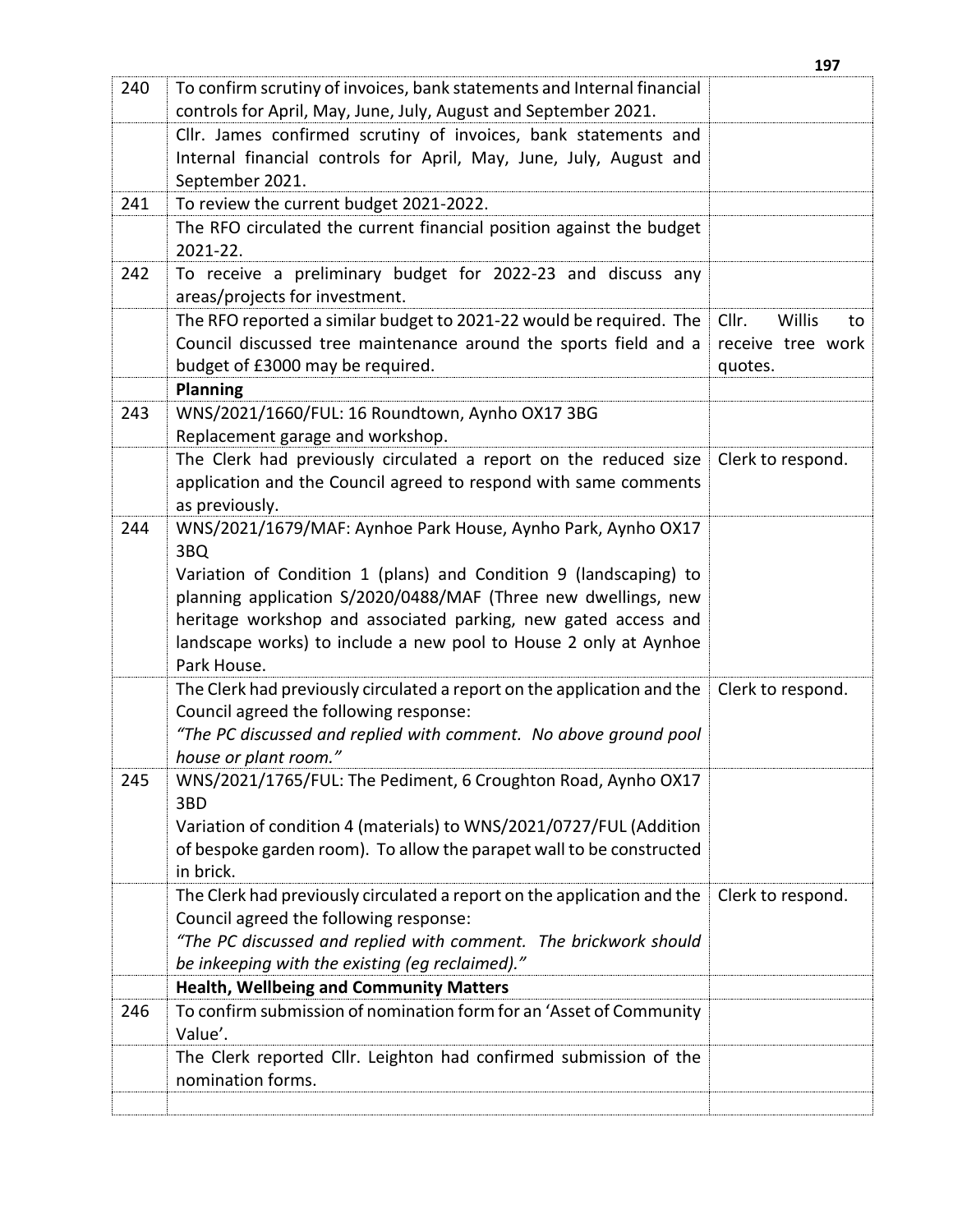| | | |
|---|---|---|
| 240 | To confirm scrutiny of invoices, bank statements and Internal financial controls for April, May, June, July, August and September 2021. | |
| | Cllr. James confirmed scrutiny of invoices, bank statements and Internal financial controls for April, May, June, July, August and September 2021. | |
| 241 | To review the current budget 2021-2022. | |
| | The RFO circulated the current financial position against the budget 2021-22. | |
| 242 | To receive a preliminary budget for 2022-23 and discuss any areas/projects for investment. | |
| | The RFO reported a similar budget to 2021-22 would be required. The Council discussed tree maintenance around the sports field and a budget of £3000 may be required. | Cllr. Willis to receive tree work quotes. |
| | **Planning** | |
| 243 | WNS/2021/1660/FUL: 16 Roundtown, Aynho OX17 3BG<br>Replacement garage and workshop. | |
| | The Clerk had previously circulated a report on the reduced size application and the Council agreed to respond with same comments as previously. | Clerk to respond. |
| 244 | WNS/2021/1679/MAF: Aynhoe Park House, Aynho Park, Aynho OX17 3BQ<br>Variation of Condition 1 (plans) and Condition 9 (landscaping) to planning application S/2020/0488/MAF (Three new dwellings, new heritage workshop and associated parking, new gated access and landscape works) to include a new pool to House 2 only at Aynhoe Park House. | |
| | The Clerk had previously circulated a report on the application and the Council agreed the following response:<br>*"The PC discussed and replied with comment. No above ground pool house or plant room."* | Clerk to respond. |
| 245 | WNS/2021/1765/FUL: The Pediment, 6 Croughton Road, Aynho OX17 3BD<br>Variation of condition 4 (materials) to WNS/2021/0727/FUL (Addition of bespoke garden room). To allow the parapet wall to be constructed in brick. | |
| | The Clerk had previously circulated a report on the application and the Council agreed the following response:<br>*"The PC discussed and replied with comment. The brickwork should be inkeeping with the existing (eg reclaimed)."* | Clerk to respond. |
| | **Health, Wellbeing and Community Matters** | |
| 246 | To confirm submission of nomination form for an 'Asset of Community Value'. | |
| | The Clerk reported Cllr. Leighton had confirmed submission of the nomination forms. | |
| | | |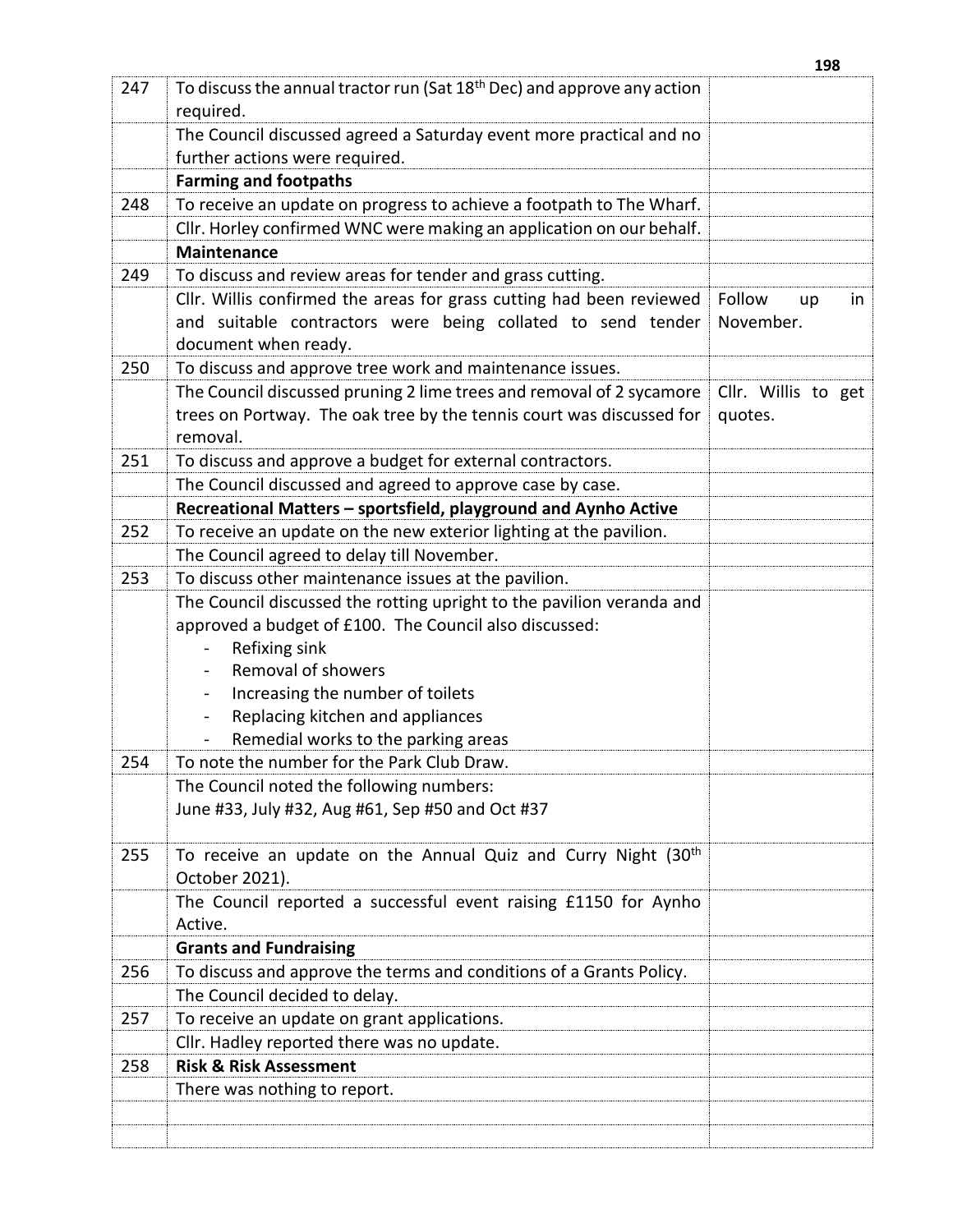| | | |
|---|---|---|
| 247 | To discuss the annual tractor run (Sat 18th Dec) and approve any action required. | |
| | The Council discussed agreed a Saturday event more practical and no further actions were required. | |
| | **Farming and footpaths** | |
| 248 | To receive an update on progress to achieve a footpath to The Wharf. | |
| | Cllr. Horley confirmed WNC were making an application on our behalf. | |
| | **Maintenance** | |
| 249 | To discuss and review areas for tender and grass cutting. | |
| | Cllr. Willis confirmed the areas for grass cutting had been reviewed and suitable contractors were being collated to send tender document when ready. | Follow up in November. |
| 250 | To discuss and approve tree work and maintenance issues. | |
| | The Council discussed pruning 2 lime trees and removal of 2 sycamore trees on Portway. The oak tree by the tennis court was discussed for removal. | Cllr. Willis to get quotes. |
| 251 | To discuss and approve a budget for external contractors. | |
| | The Council discussed and agreed to approve case by case. | |
| | **Recreational Matters – sportsfield, playground and Aynho Active** | |
| 252 | To receive an update on the new exterior lighting at the pavilion. | |
| | The Council agreed to delay till November. | |
| 253 | To discuss other maintenance issues at the pavilion. | |
| | The Council discussed the rotting upright to the pavilion veranda and approved a budget of £100. The Council also discussed:<br>- Refixing sink<br>- Removal of showers<br>- Increasing the number of toilets<br>- Replacing kitchen and appliances<br>- Remedial works to the parking areas | |
| 254 | To note the number for the Park Club Draw. | |
| | The Council noted the following numbers:<br>June #33, July #32, Aug #61, Sep #50 and Oct #37 | |
| 255 | To receive an update on the Annual Quiz and Curry Night (30th October 2021). | |
| | The Council reported a successful event raising £1150 for Aynho Active. | |
| | **Grants and Fundraising** | |
| 256 | To discuss and approve the terms and conditions of a Grants Policy. | |
| | The Council decided to delay. | |
| 257 | To receive an update on grant applications. | |
| | Cllr. Hadley reported there was no update. | |
| 258 | **Risk & Risk Assessment** | |
| | There was nothing to report. | |
| | | |
| | | |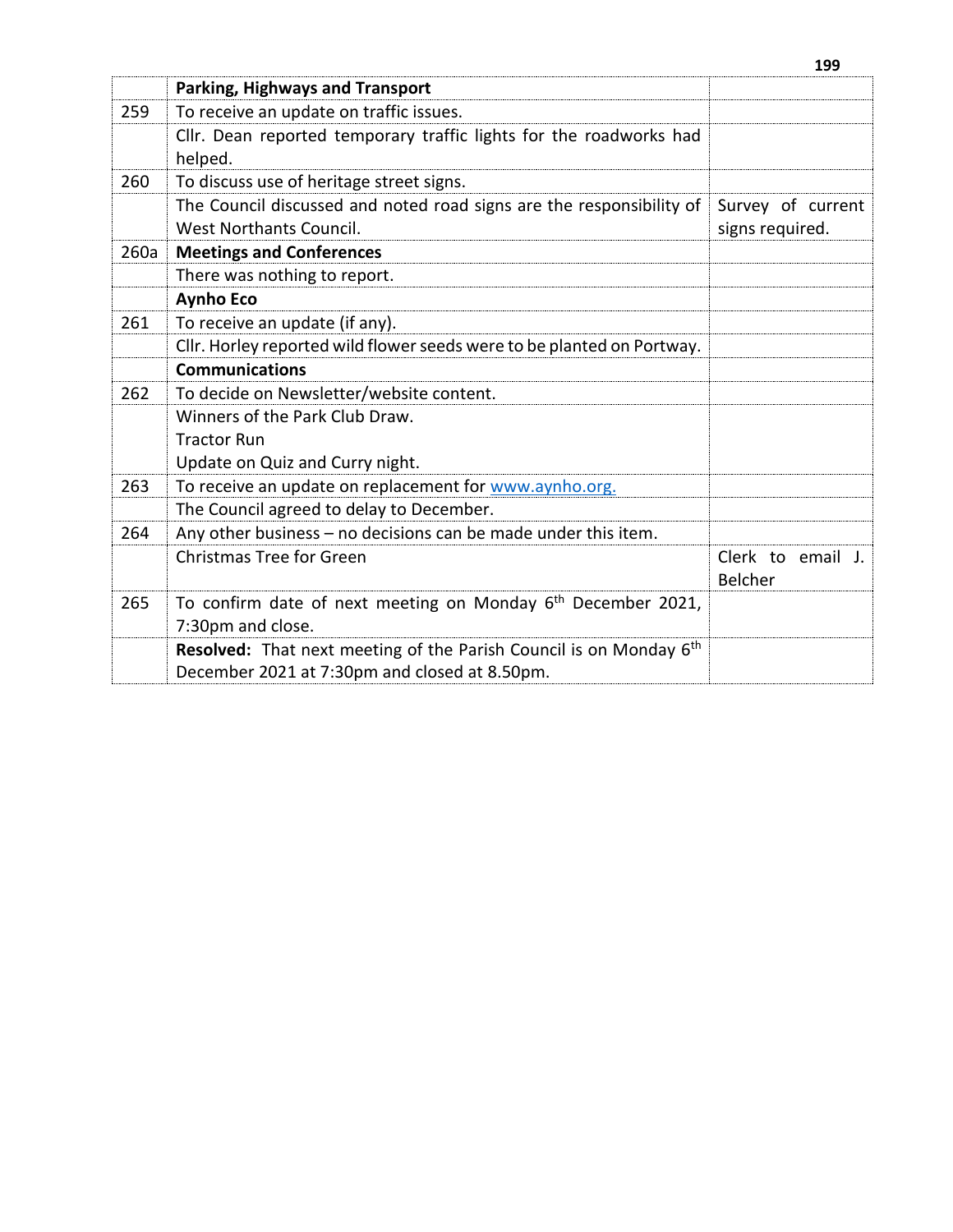| | | |
|---|---|---|
| | **Parking, Highways and Transport** | |
| 259 | To receive an update on traffic issues. | |
| | Cllr. Dean reported temporary traffic lights for the roadworks had helped. | |
| 260 | To discuss use of heritage street signs. | |
| | The Council discussed and noted road signs are the responsibility of West Northants Council. | Survey of current signs required. |
| 260a | **Meetings and Conferences** | |
| | There was nothing to report. | |
| | **Aynho Eco** | |
| 261 | To receive an update (if any). | |
| | Cllr. Horley reported wild flower seeds were to be planted on Portway. | |
| | **Communications** | |
| 262 | To decide on Newsletter/website content. | |
| | Winners of the Park Club Draw.<br>Tractor Run<br>Update on Quiz and Curry night. | |
| 263 | To receive an update on replacement for www.aynho.org. | |
| | The Council agreed to delay to December. | |
| 264 | Any other business – no decisions can be made under this item. | |
| | Christmas Tree for Green | Clerk to email J. Belcher |
| 265 | To confirm date of next meeting on Monday 6th December 2021, 7:30pm and close. | |
| | **Resolved:** That next meeting of the Parish Council is on Monday 6th December 2021 at 7:30pm and closed at 8.50pm. | |